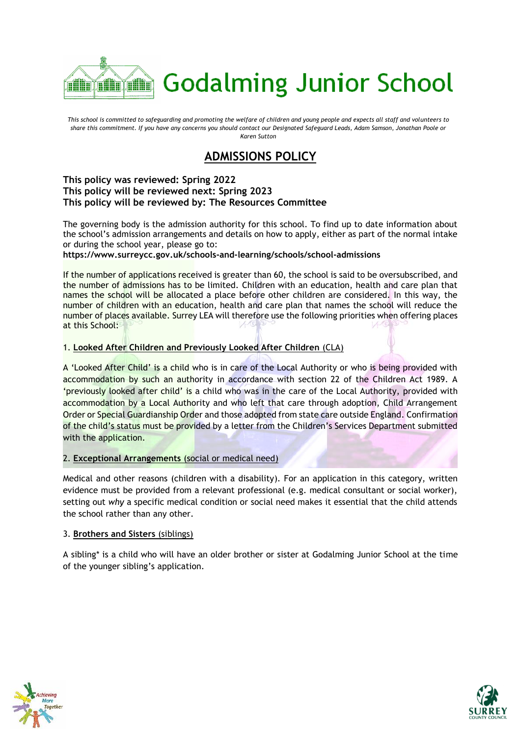# Godalming Junior School

*This school is committed to safeguarding and promoting the welfare of children and young people and expects all staff and volunteers to share this commitment. If you have any concerns you should contact our Designated Safeguard Leads, Adam Samson, Jonathan Poole or Karen Sutton*

## ADMISSIONS POLICY

**This policy was reviewed: Spring 2022**
**This policy will be reviewed next: Spring 2023**
**This policy will be reviewed by: The Resources Committee**

The governing body is the admission authority for this school. To find up to date information about the school's admission arrangements and details on how to apply, either as part of the normal intake or during the school year, please go to:
**https://www.surreycc.gov.uk/schools-and-learning/schools/school-admissions**

If the number of applications received is greater than 60, the school is said to be oversubscribed, and the number of admissions has to be limited. Children with an education, health and care plan that names the school will be allocated a place before other children are considered. In this way, the number of children with an education, health and care plan that names the school will reduce the number of places available. Surrey LEA will therefore use the following priorities when offering places at this School:

1. **Looked After Children and Previously Looked After Children** (CLA)

A 'Looked After Child' is a child who is in care of the Local Authority or who is being provided with accommodation by such an authority in accordance with section 22 of the Children Act 1989. A 'previously looked after child' is a child who was in the care of the Local Authority, provided with accommodation by a Local Authority and who left that care through adoption, Child Arrangement Order or Special Guardianship Order and those adopted from state care outside England. Confirmation of the child's status must be provided by a letter from the Children's Services Department submitted with the application.

2. **Exceptional Arrangements** (social or medical need)

Medical and other reasons (children with a disability). For an application in this category, written evidence must be provided from a relevant professional (e.g. medical consultant or social worker), setting out *why* a specific medical condition or social need makes it essential that the child attends the school rather than any other.

3. **Brothers and Sisters** (siblings)

A sibling* is a child who will have an older brother or sister at Godalming Junior School at the time of the younger sibling's application.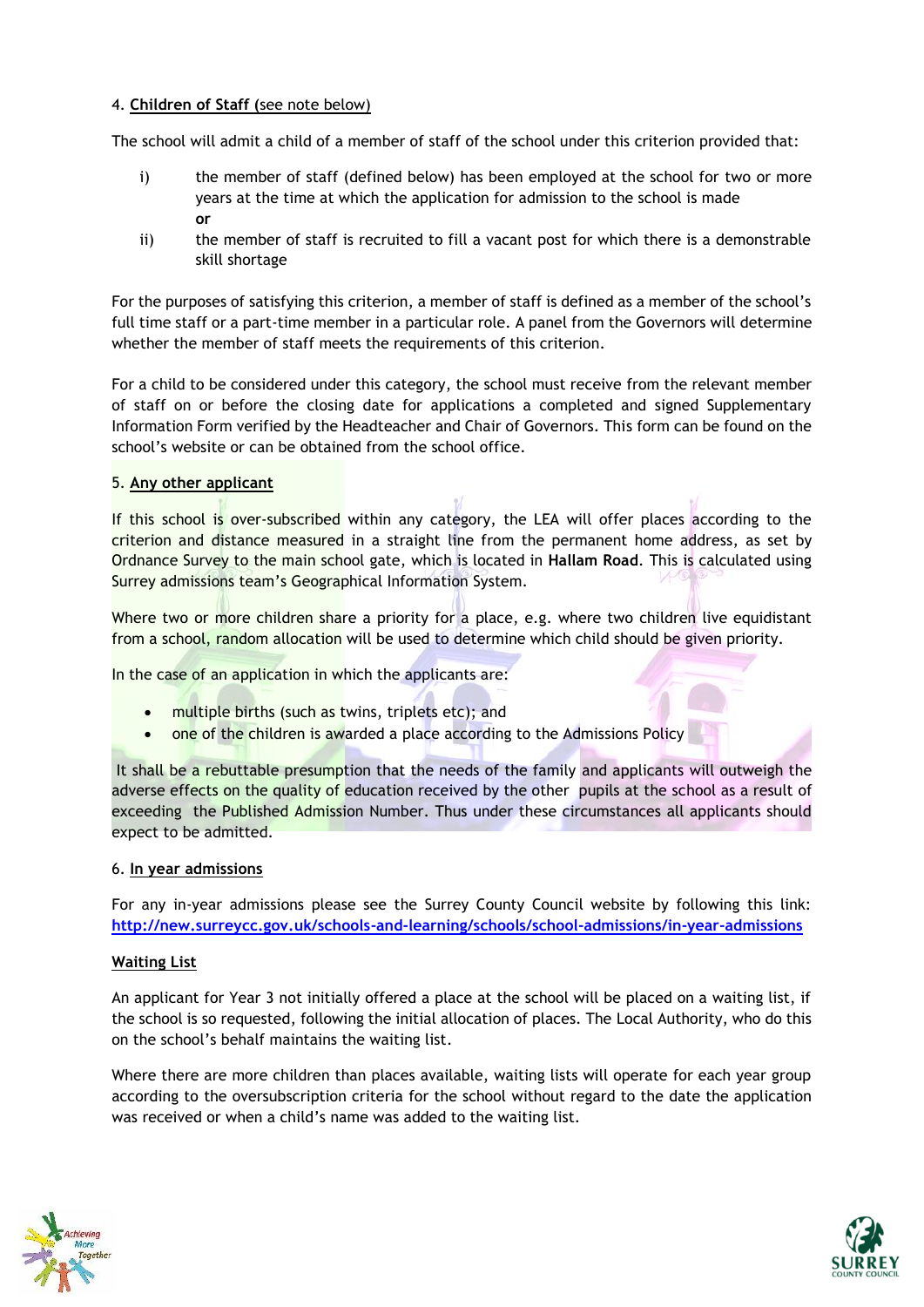4. **Children of Staff (see note below)**

The school will admit a child of a member of staff of the school under this criterion provided that:

i) the member of staff (defined below) has been employed at the school for two or more years at the time at which the application for admission to the school is made
**or**

ii) the member of staff is recruited to fill a vacant post for which there is a demonstrable skill shortage

For the purposes of satisfying this criterion, a member of staff is defined as a member of the school's full time staff or a part-time member in a particular role. A panel from the Governors will determine whether the member of staff meets the requirements of this criterion.

For a child to be considered under this category, the school must receive from the relevant member of staff on or before the closing date for applications a completed and signed Supplementary Information Form verified by the Headteacher and Chair of Governors. This form can be found on the school's website or can be obtained from the school office.

5. **Any other applicant**

If this school is over-subscribed within any category, the LEA will offer places according to the criterion and distance measured in a straight line from the permanent home address, as set by Ordnance Survey to the main school gate, which is located in **Hallam Road**. This is calculated using Surrey admissions team's Geographical Information System.

Where two or more children share a priority for a place, e.g. where two children live equidistant from a school, random allocation will be used to determine which child should be given priority.

In the case of an application in which the applicants are:

- multiple births (such as twins, triplets etc); and
- one of the children is awarded a place according to the Admissions Policy

It shall be a rebuttable presumption that the needs of the family and applicants will outweigh the adverse effects on the quality of education received by the other pupils at the school as a result of exceeding the Published Admission Number. Thus under these circumstances all applicants should expect to be admitted.

6. **In year admissions**

For any in-year admissions please see the Surrey County Council website by following this link: [http://new.surreycc.gov.uk/schools-and-learning/schools/school-admissions/in-year-admissions](http://new.surreycc.gov.uk/schools-and-learning/schools/school-admissions/in-year-admissions)

**Waiting List**

An applicant for Year 3 not initially offered a place at the school will be placed on a waiting list, if the school is so requested, following the initial allocation of places. The Local Authority, who do this on the school's behalf maintains the waiting list.

Where there are more children than places available, waiting lists will operate for each year group according to the oversubscription criteria for the school without regard to the date the application was received or when a child's name was added to the waiting list.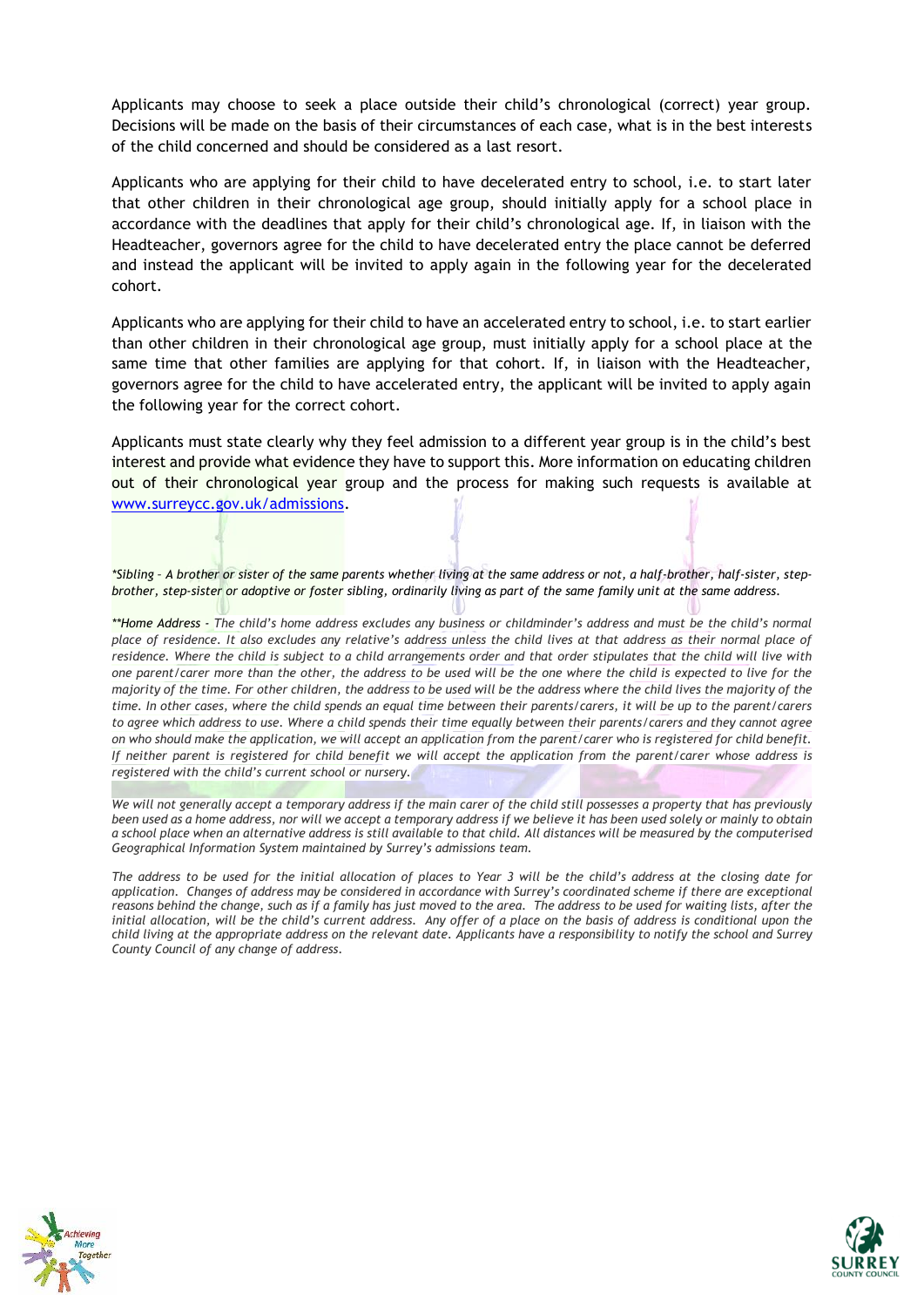Applicants may choose to seek a place outside their child's chronological (correct) year group. Decisions will be made on the basis of their circumstances of each case, what is in the best interests of the child concerned and should be considered as a last resort.

Applicants who are applying for their child to have decelerated entry to school, i.e. to start later that other children in their chronological age group, should initially apply for a school place in accordance with the deadlines that apply for their child's chronological age. If, in liaison with the Headteacher, governors agree for the child to have decelerated entry the place cannot be deferred and instead the applicant will be invited to apply again in the following year for the decelerated cohort.

Applicants who are applying for their child to have an accelerated entry to school, i.e. to start earlier than other children in their chronological age group, must initially apply for a school place at the same time that other families are applying for that cohort. If, in liaison with the Headteacher, governors agree for the child to have accelerated entry, the applicant will be invited to apply again the following year for the correct cohort.

Applicants must state clearly why they feel admission to a different year group is in the child's best interest and provide what evidence they have to support this. More information on educating children out of their chronological year group and the process for making such requests is available at www.surreycc.gov.uk/admissions.

*\*Sibling – A brother or sister of the same parents whether living at the same address or not, a half-brother, half-sister, step-brother, step-sister or adoptive or foster sibling, ordinarily living as part of the same family unit at the same address.*

*\*\*Home Address - The child's home address excludes any business or childminder's address and must be the child's normal place of residence. It also excludes any relative's address unless the child lives at that address as their normal place of residence. Where the child is subject to a child arrangements order and that order stipulates that the child will live with one parent/carer more than the other, the address to be used will be the one where the child is expected to live for the majority of the time. For other children, the address to be used will be the address where the child lives the majority of the time. In other cases, where the child spends an equal time between their parents/carers, it will be up to the parent/carers to agree which address to use. Where a child spends their time equally between their parents/carers and they cannot agree on who should make the application, we will accept an application from the parent/carer who is registered for child benefit. If neither parent is registered for child benefit we will accept the application from the parent/carer whose address is registered with the child's current school or nursery.*

*We will not generally accept a temporary address if the main carer of the child still possesses a property that has previously been used as a home address, nor will we accept a temporary address if we believe it has been used solely or mainly to obtain a school place when an alternative address is still available to that child. All distances will be measured by the computerised Geographical Information System maintained by Surrey's admissions team.*

*The address to be used for the initial allocation of places to Year 3 will be the child's address at the closing date for application. Changes of address may be considered in accordance with Surrey's coordinated scheme if there are exceptional reasons behind the change, such as if a family has just moved to the area. The address to be used for waiting lists, after the initial allocation, will be the child's current address. Any offer of a place on the basis of address is conditional upon the child living at the appropriate address on the relevant date. Applicants have a responsibility to notify the school and Surrey County Council of any change of address.*